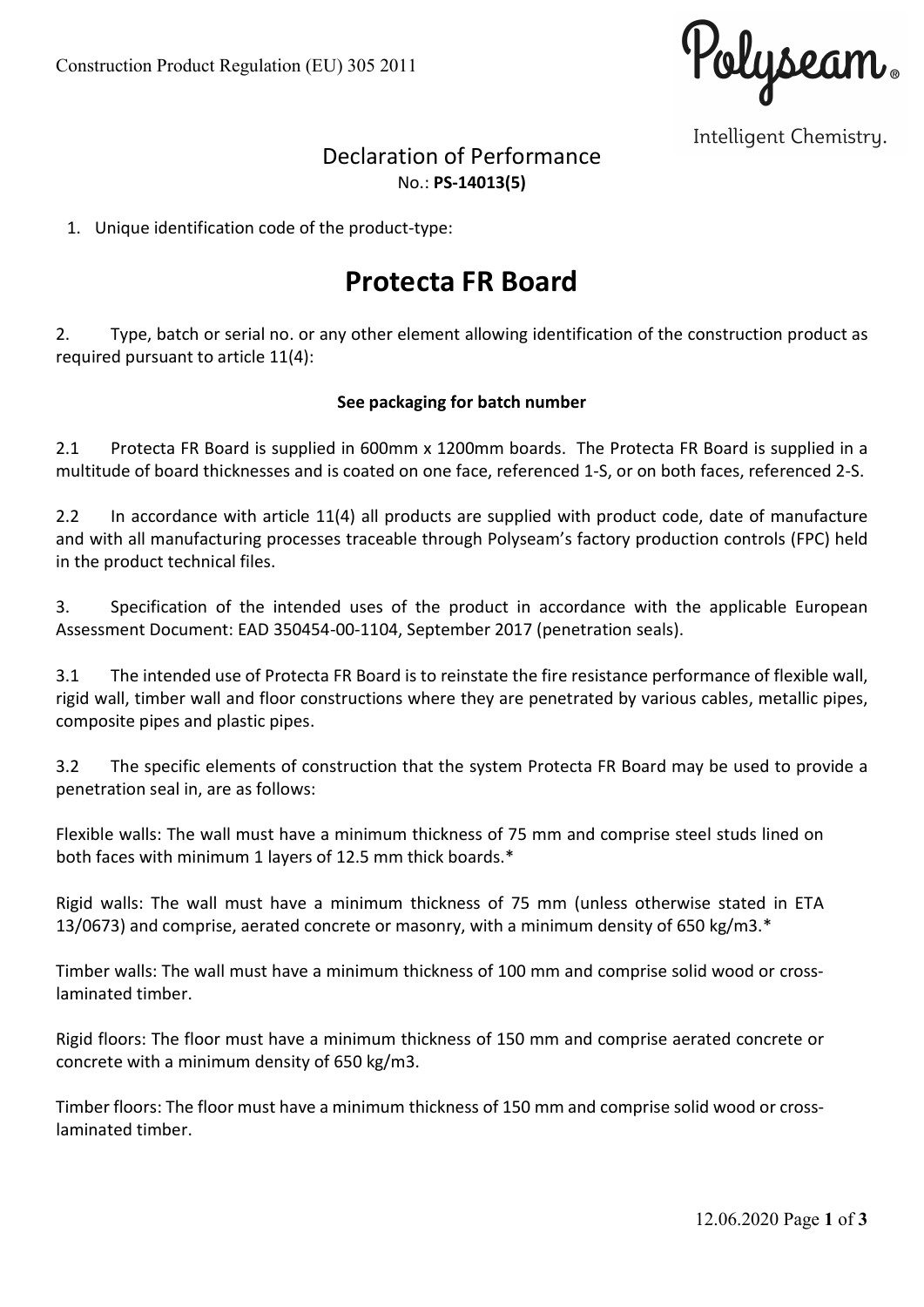Construction Product Regulation (EU) 305 2011

Polyseam®

Intelligent Chemistry.

## Declaration of Performance

No.: **PS-14013(5)**

1. Unique identification code of the product-type:

# Protecta FR Board

2. Type, batch or serial no. or any other element allowing identification of the construction product as required pursuant to article 11(4):

**See packaging for batch number**

2.1 Protecta FR Board is supplied in 600mm x 1200mm boards. The Protecta FR Board is supplied in a multitude of board thicknesses and is coated on one face, referenced 1-S, or on both faces, referenced 2-S.

2.2 In accordance with article 11(4) all products are supplied with product code, date of manufacture and with all manufacturing processes traceable through Polyseam's factory production controls (FPC) held in the product technical files.

3. Specification of the intended uses of the product in accordance with the applicable European Assessment Document: EAD 350454-00-1104, September 2017 (penetration seals).

3.1 The intended use of Protecta FR Board is to reinstate the fire resistance performance of flexible wall, rigid wall, timber wall and floor constructions where they are penetrated by various cables, metallic pipes, composite pipes and plastic pipes.

3.2 The specific elements of construction that the system Protecta FR Board may be used to provide a penetration seal in, are as follows:

Flexible walls: The wall must have a minimum thickness of 75 mm and comprise steel studs lined on both faces with minimum 1 layers of 12.5 mm thick boards.*

Rigid walls: The wall must have a minimum thickness of 75 mm (unless otherwise stated in ETA 13/0673) and comprise, aerated concrete or masonry, with a minimum density of 650 kg/m3.*

Timber walls: The wall must have a minimum thickness of 100 mm and comprise solid wood or cross-laminated timber.

Rigid floors: The floor must have a minimum thickness of 150 mm and comprise aerated concrete or concrete with a minimum density of 650 kg/m3.

Timber floors: The floor must have a minimum thickness of 150 mm and comprise solid wood or cross-laminated timber.

12.06.2020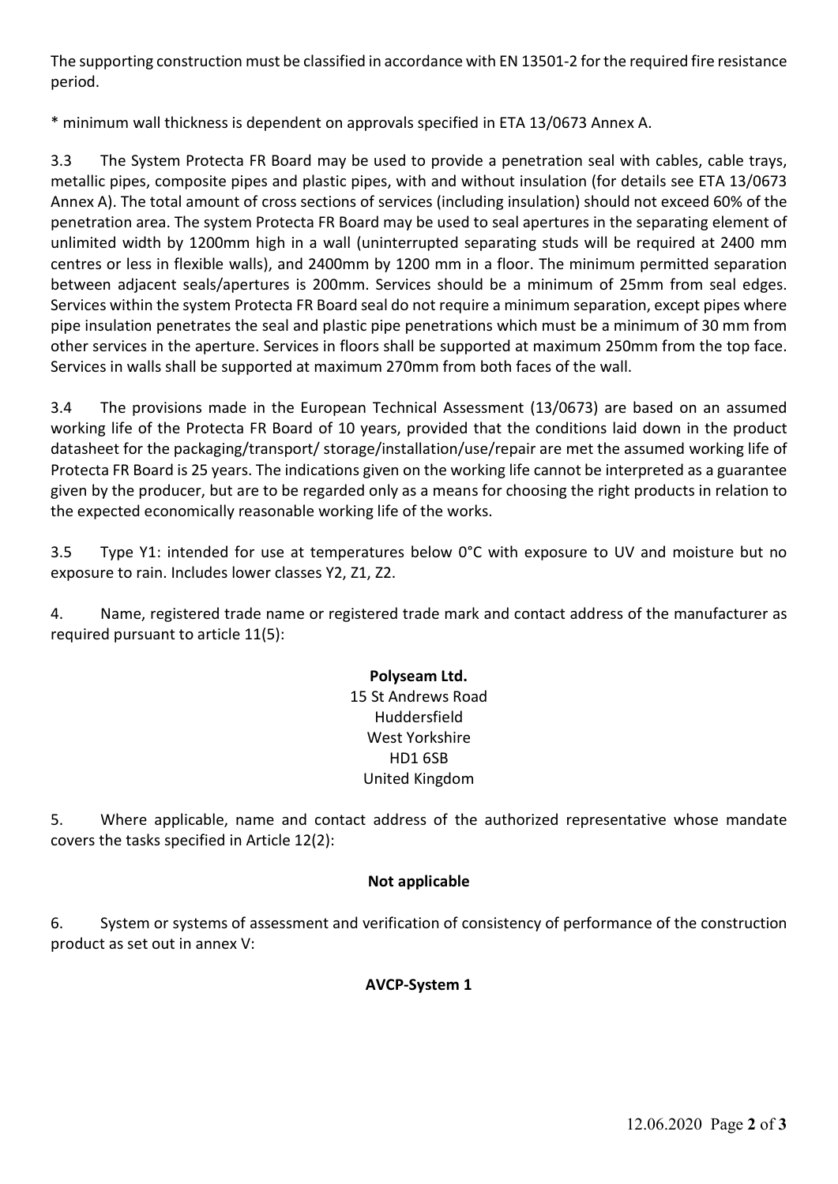The supporting construction must be classified in accordance with EN 13501-2 for the required fire resistance period.

* minimum wall thickness is dependent on approvals specified in ETA 13/0673 Annex A.

3.3 The System Protecta FR Board may be used to provide a penetration seal with cables, cable trays, metallic pipes, composite pipes and plastic pipes, with and without insulation (for details see ETA 13/0673 Annex A). The total amount of cross sections of services (including insulation) should not exceed 60% of the penetration area. The system Protecta FR Board may be used to seal apertures in the separating element of unlimited width by 1200mm high in a wall (uninterrupted separating studs will be required at 2400 mm centres or less in flexible walls), and 2400mm by 1200 mm in a floor. The minimum permitted separation between adjacent seals/apertures is 200mm. Services should be a minimum of 25mm from seal edges. Services within the system Protecta FR Board seal do not require a minimum separation, except pipes where pipe insulation penetrates the seal and plastic pipe penetrations which must be a minimum of 30 mm from other services in the aperture. Services in floors shall be supported at maximum 250mm from the top face. Services in walls shall be supported at maximum 270mm from both faces of the wall.

3.4 The provisions made in the European Technical Assessment (13/0673) are based on an assumed working life of the Protecta FR Board of 10 years, provided that the conditions laid down in the product datasheet for the packaging/transport/ storage/installation/use/repair are met the assumed working life of Protecta FR Board is 25 years. The indications given on the working life cannot be interpreted as a guarantee given by the producer, but are to be regarded only as a means for choosing the right products in relation to the expected economically reasonable working life of the works.

3.5 Type Y1: intended for use at temperatures below 0°C with exposure to UV and moisture but no exposure to rain. Includes lower classes Y2, Z1, Z2.

4. Name, registered trade name or registered trade mark and contact address of the manufacturer as required pursuant to article 11(5):

**Polyseam Ltd.**  
15 St Andrews Road  
Huddersfield  
West Yorkshire  
HD1 6SB  
United Kingdom

5. Where applicable, name and contact address of the authorized representative whose mandate covers the tasks specified in Article 12(2):

**Not applicable**

6. System or systems of assessment and verification of consistency of performance of the construction product as set out in annex V:

**AVCP-System 1**

12.06.2020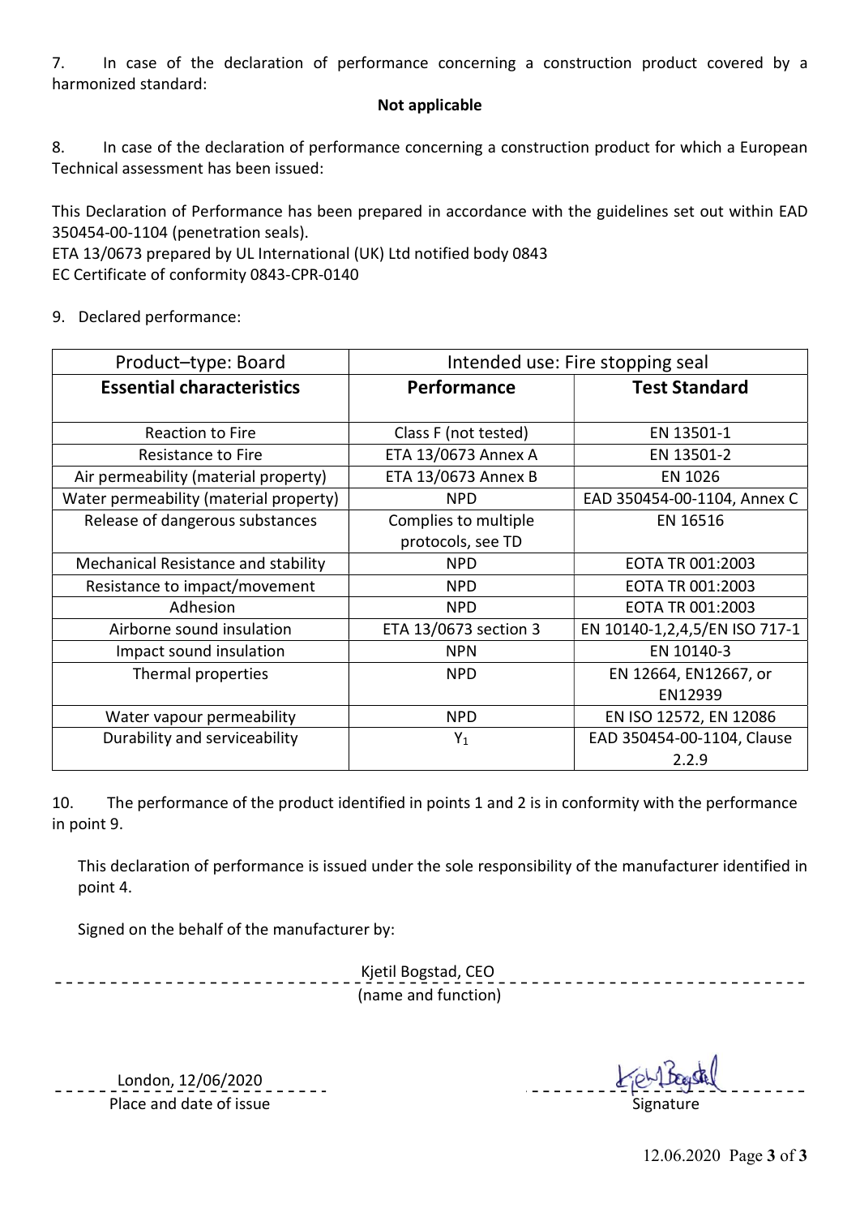7. In case of the declaration of performance concerning a construction product covered by a harmonized standard:

**Not applicable**

8. In case of the declaration of performance concerning a construction product for which a European Technical assessment has been issued:

This Declaration of Performance has been prepared in accordance with the guidelines set out within EAD 350454-00-1104 (penetration seals).
ETA 13/0673 prepared by UL International (UK) Ltd notified body 0843
EC Certificate of conformity 0843-CPR-0140

9. Declared performance:

| Product–type: Board | Intended use: Fire stopping seal | |
|---|---|---|
| **Essential characteristics** | **Performance** | **Test Standard** |
| Reaction to Fire | Class F (not tested) | EN 13501-1 |
| Resistance to Fire | ETA 13/0673 Annex A | EN 13501-2 |
| Air permeability (material property) | ETA 13/0673 Annex B | EN 1026 |
| Water permeability (material property) | NPD | EAD 350454-00-1104, Annex C |
| Release of dangerous substances | Complies to multiple protocols, see TD | EN 16516 |
| Mechanical Resistance and stability | NPD | EOTA TR 001:2003 |
| Resistance to impact/movement | NPD | EOTA TR 001:2003 |
| Adhesion | NPD | EOTA TR 001:2003 |
| Airborne sound insulation | ETA 13/0673 section 3 | EN 10140-1,2,4,5/EN ISO 717-1 |
| Impact sound insulation | NPN | EN 10140-3 |
| Thermal properties | NPD | EN 12664, EN12667, or EN12939 |
| Water vapour permeability | NPD | EN ISO 12572, EN 12086 |
| Durability and serviceability | $Y_1$ | EAD 350454-00-1104, Clause 2.2.9 |

10. The performance of the product identified in points 1 and 2 is in conformity with the performance in point 9.

This declaration of performance is issued under the sole responsibility of the manufacturer identified in point 4.

Signed on the behalf of the manufacturer by:

Kjetil Bogstad, CEO
(name and function)

London, 12/06/2020
Place and date of issue

Signature

12.06.2020